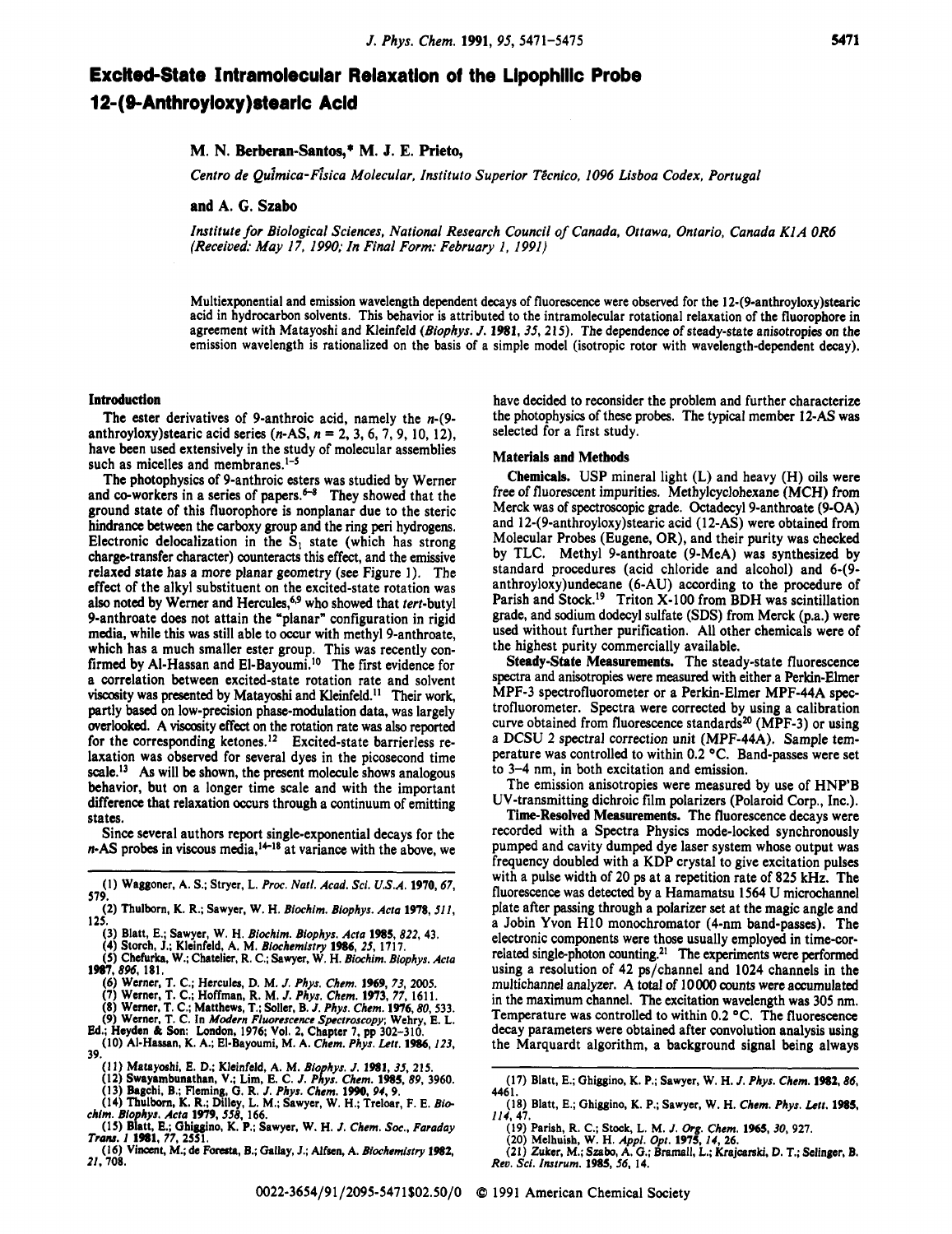# Excited-State Intramolecular Relaxation of the Lipophilic Probe 12-(9-Anthroyloxy)stearic Acid

**M. N. Berberan-Santos,\* M. J. E. Prieto,**

*Centro de Química-Física Molecular, Instituto Superior Técnico, 1096 Lisboa Codex, Portugal*

**and A. G. Szabo**

*Institute for Biological Sciences, National Research Council of Canada, Ottawa, Ontario, Canada K1A 0R6 (Received: May 17, 1990; In Final Form: February 1, 1991)*

Multiexponential and emission wavelength dependent decays of fluorescence were observed for the 12-(9-anthroyloxy)stearic acid in hydrocarbon solvents. This behavior is attributed to the intramolecular rotational relaxation of the fluorophore in agreement with Matayoshi and Kleinfeld (*Biophys. J.* **1981**, *35*, 215). The dependence of steady-state anisotropies on the emission wavelength is rationalized on the basis of a simple model (isotropic rotor with wavelength-dependent decay).

## Introduction

The ester derivatives of 9-anthroic acid, namely the *n*-(9-anthroyloxy)stearic acid series (*n*-AS, *n* = 2, 3, 6, 7, 9, 10, 12), have been used extensively in the study of molecular assemblies such as micelles and membranes.[1-5]

The photophysics of 9-anthroic esters was studied by Werner and co-workers in a series of papers.[6-8] They showed that the ground state of this fluorophore is nonplanar due to the steric hindrance between the carboxy group and the ring peri hydrogens. Electronic delocalization in the $S_1$ state (which has strong charge-transfer character) counteracts this effect, and the emissive relaxed state has a more planar geometry (see Figure 1). The effect of the alkyl substituent on the excited-state rotation was also noted by Werner and Hercules,[6,9] who showed that *tert*-butyl 9-anthroate does not attain the "planar" configuration in rigid media, while this was still able to occur with methyl 9-anthroate, which has a much smaller ester group. This was recently confirmed by Al-Hassan and El-Bayoumi.[10] The first evidence for a correlation between excited-state rotation rate and solvent viscosity was presented by Matayoshi and Kleinfeld.[11] Their work, partly based on low-precision phase-modulation data, was largely overlooked. A viscosity effect on the rotation rate was also reported for the corresponding ketones.[12] Excited-state barrierless relaxation was observed for several dyes in the picosecond time scale.[13] As will be shown, the present molecule shows analogous behavior, but on a longer time scale and with the important difference that relaxation occurs through a continuum of emitting states.

Since several authors report single-exponential decays for the *n*-AS probes in viscous media,[14-18] at variance with the above, we have decided to reconsider the problem and further characterize the photophysics of these probes. The typical member 12-AS was selected for a first study.

## Materials and Methods

**Chemicals.** USP mineral light (L) and heavy (H) oils were free of fluorescent impurities. Methylcyclohexane (MCH) from Merck was of spectroscopic grade. Octadecyl 9-anthroate (9-OA) and 12-(9-anthroyloxy)stearic acid (12-AS) were obtained from Molecular Probes (Eugene, OR), and their purity was checked by TLC. Methyl 9-anthroate (9-MeA) was synthesized by standard procedures (acid chloride and alcohol) and 6-(9-anthroyloxy)undecane (6-AU) according to the procedure of Parish and Stock.[19] Triton X-100 from BDH was scintillation grade, and sodium dodecyl sulfate (SDS) from Merck (p.a.) were used without further purification. All other chemicals were of the highest purity commercially available.

**Steady-State Measurements.** The steady-state fluorescence spectra and anisotropies were measured with either a Perkin-Elmer MPF-3 spectrofluorometer or a Perkin-Elmer MPF-44A spectrofluorometer. Spectra were corrected by using a calibration curve obtained from fluorescence standards[20] (MPF-3) or using a DCSU 2 spectral correction unit (MPF-44A). Sample temperature was controlled to within 0.2 °C. Band-passes were set to 3–4 nm, in both excitation and emission.

The emission anisotropies were measured by use of HNP'B UV-transmitting dichroic film polarizers (Polaroid Corp., Inc.).

**Time-Resolved Measurements.** The fluorescence decays were recorded with a Spectra Physics mode-locked synchronously pumped and cavity dumped dye laser system whose output was frequency doubled with a KDP crystal to give excitation pulses with a pulse width of 20 ps at a repetition rate of 825 kHz. The fluorescence was detected by a Hamamatsu 1564 U microchannel plate after passing through a polarizer set at the magic angle and a Jobin Yvon H10 monochromator (4-nm band-passes). The electronic components were those usually employed in time-correlated single-photon counting.[21] The experiments were performed using a resolution of 42 ps/channel and 1024 channels in the multichannel analyzer. A total of 10000 counts were accumulated in the maximum channel. The excitation wavelength was 305 nm. Temperature was controlled to within 0.2 °C. The fluorescence decay parameters were obtained after convolution analysis using the Marquardt algorithm, a background signal being always

(1) Waggoner, A. S.; Stryer, L. *Proc. Natl. Acad. Sci. U.S.A.* **1970**, *67*, 579.
(2) Thulborn, K. R.; Sawyer, W. H. *Biochim. Biophys. Acta* **1978**, *511*, 125.
(3) Blatt, E.; Sawyer, W. H. *Biochim. Biophys. Acta* **1985**, *822*, 43.
(4) Storch, J.; Kleinfeld, A. M. *Biochemistry* **1986**, *25*, 1717.
(5) Chefurka, W.; Chatelier, R. C.; Sawyer, W. H. *Biochim. Biophys. Acta* **1987**, *896*, 181.
(6) Werner, T. C.; Hercules, D. M. *J. Phys. Chem.* **1969**, *73*, 2005.
(7) Werner, T. C.; Hoffman, R. M. *J. Phys. Chem.* **1973**, *77*, 1611.
(8) Werner, T. C.; Matthews, T.; Soller, B. *J. Phys. Chem.* **1976**, *80*, 533.
(9) Werner, T. C. In *Modern Fluorescence Spectroscopy*; Wehry, E. L. Ed.; Heyden & Son: London, 1976; Vol. 2, Chapter 7, pp 302–310.
(10) Al-Hassan, K. A.; El-Bayoumi, M. A. *Chem. Phys. Lett.* **1986**, *123*, 39.
(11) Matayoshi, E. D.; Kleinfeld, A. M. *Biophys. J.* **1981**, *35*, 215.
(12) Swayambunathan, V.; Lim, E. C. *J. Phys. Chem.* **1985**, *89*, 3960.
(13) Bagchi, B.; Fleming, G. R. *J. Phys. Chem.* **1990**, *94*, 9.
(14) Thulborn, K. R.; Dilley, L. M.; Sawyer, W. H.; Treloar, F. E. *Biochim. Biophys. Acta* **1979**, *558*, 166.
(15) Blatt, E.; Ghiggino, K. P.; Sawyer, W. H. *J. Chem. Soc., Faraday Trans. 1* **1981**, *77*, 2551.
(16) Vincent, M.; de Foresta, B.; Gallay, J.; Alfsen, A. *Biochemistry* **1982**, *21*, 708.
(17) Blatt, E.; Ghiggino, K. P.; Sawyer, W. H. *J. Phys. Chem.* **1982**, *86*, 4461.
(18) Blatt, E.; Ghiggino, K. P.; Sawyer, W. H. *Chem. Phys. Lett.* **1985**, *114*, 47.
(19) Parish, R. C.; Stock, L. M. *J. Org. Chem.* **1965**, *30*, 927.
(20) Melhuish, W. H. *Appl. Opt.* **1975**, *14*, 26.
(21) Zuker, M.; Szabo, A. G.; Bramall, L.; Krajcarski, D. T.; Selinger, B. *Rev. Sci. Instrum.* **1985**, *56*, 14.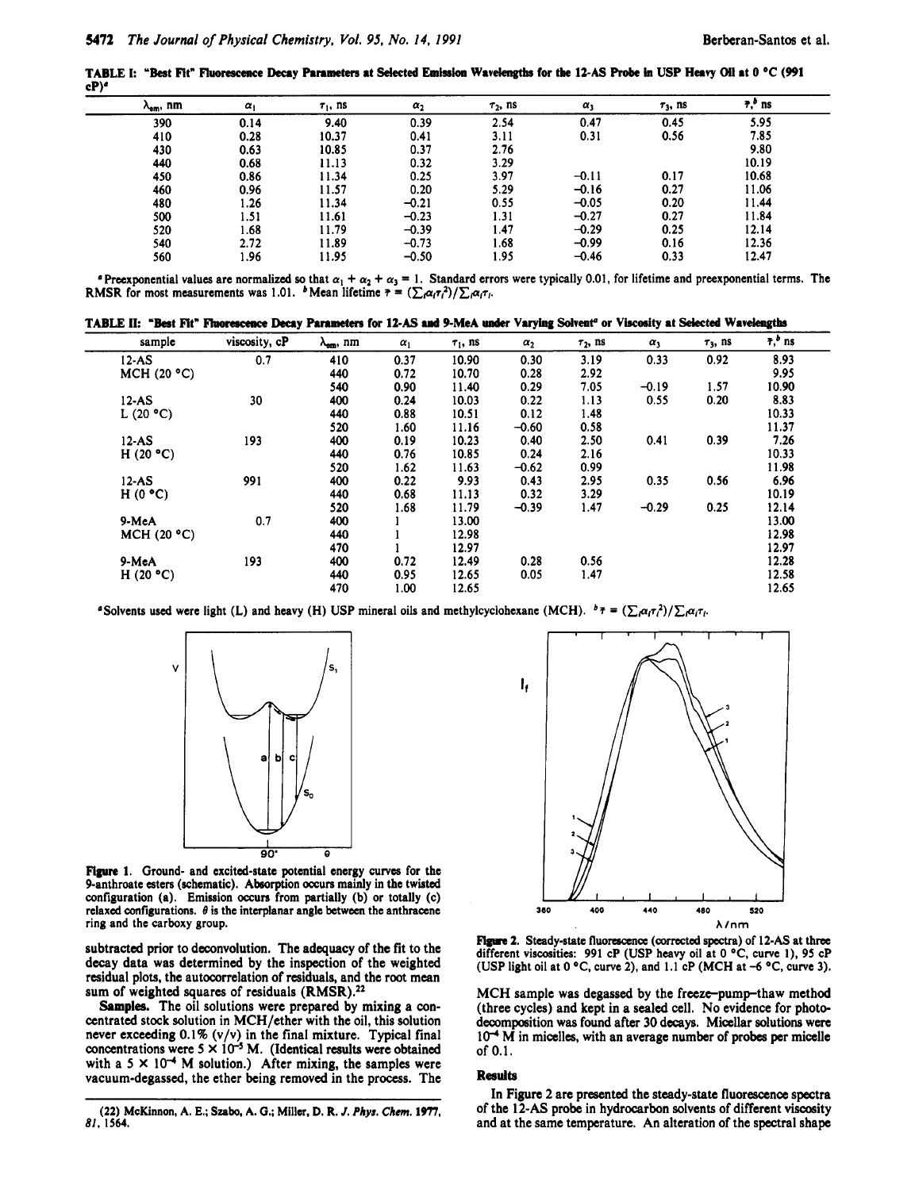TABLE I: "Best Fit" Fluorescence Decay Parameters at Selected Emission Wavelengths for the 12-AS Probe in USP Heavy Oil at 0 °C (991 cP)[a]

| $\lambda_{em}$, nm | $\alpha_1$ | $\tau_1$, ns | $\alpha_2$ | $\tau_2$, ns | $\alpha_3$ | $\tau_3$, ns | $\bar{\tau}$,[b] ns |
|---|---|---|---|---|---|---|---|
| 390 | 0.14 | 9.40 | 0.39 | 2.54 | 0.47 | 0.45 | 5.95 |
| 410 | 0.28 | 10.37 | 0.41 | 3.11 | 0.31 | 0.56 | 7.85 |
| 430 | 0.63 | 10.85 | 0.37 | 2.76 | | | 9.80 |
| 440 | 0.68 | 11.13 | 0.32 | 3.29 | | | 10.19 |
| 450 | 0.86 | 11.34 | 0.25 | 3.97 | −0.11 | 0.17 | 10.68 |
| 460 | 0.96 | 11.57 | 0.20 | 5.29 | −0.16 | 0.27 | 11.06 |
| 480 | 1.26 | 11.34 | −0.21 | 0.55 | −0.05 | 0.20 | 11.44 |
| 500 | 1.51 | 11.61 | −0.23 | 1.31 | −0.27 | 0.27 | 11.84 |
| 520 | 1.68 | 11.79 | −0.39 | 1.47 | −0.29 | 0.25 | 12.14 |
| 540 | 2.72 | 11.89 | −0.73 | 1.68 | −0.99 | 0.16 | 12.36 |
| 560 | 1.96 | 11.95 | −0.50 | 1.95 | −0.46 | 0.33 | 12.47 |

[a] Preexponential values are normalized so that $\alpha_1 + \alpha_2 + \alpha_3 = 1$. Standard errors were typically 0.01, for lifetime and preexponential terms. The RMSR for most measurements was 1.01. [b] Mean lifetime $\bar{\tau} = (\sum_i \alpha_i \tau_i^2)/\sum_i \alpha_i \tau_i$.

TABLE II: "Best Fit" Fluorescence Decay Parameters for 12-AS and 9-MeA under Varying Solvent[a] or Viscosity at Selected Wavelengths

| sample | viscosity, cP | $\lambda_{em}$, nm | $\alpha_1$ | $\tau_1$, ns | $\alpha_2$ | $\tau_2$, ns | $\alpha_3$ | $\tau_3$, ns | $\bar{\tau}$,[b] ns |
|---|---|---|---|---|---|---|---|---|---|
| 12-AS | 0.7 | 410 | 0.37 | 10.90 | 0.30 | 3.19 | 0.33 | 0.92 | 8.93 |
| MCH (20 °C) | | 440 | 0.72 | 10.70 | 0.28 | 2.92 | | | 9.95 |
| | | 540 | 0.90 | 11.40 | 0.29 | 7.05 | −0.19 | 1.57 | 10.90 |
| 12-AS | 30 | 400 | 0.24 | 10.03 | 0.22 | 1.13 | 0.55 | 0.20 | 8.83 |
| L (20 °C) | | 440 | 0.88 | 10.51 | 0.12 | 1.48 | | | 10.33 |
| | | 520 | 1.60 | 11.16 | −0.60 | 0.58 | | | 11.37 |
| 12-AS | 193 | 400 | 0.19 | 10.23 | 0.40 | 2.50 | 0.41 | 0.39 | 7.26 |
| H (20 °C) | | 440 | 0.76 | 10.85 | 0.24 | 2.16 | | | 10.33 |
| | | 520 | 1.62 | 11.63 | −0.62 | 0.99 | | | 11.98 |
| 12-AS | 991 | 400 | 0.22 | 9.93 | 0.43 | 2.95 | 0.35 | 0.56 | 6.96 |
| H (0 °C) | | 440 | 0.68 | 11.13 | 0.32 | 3.29 | | | 10.19 |
| | | 520 | 1.68 | 11.79 | −0.39 | 1.47 | −0.29 | 0.25 | 12.14 |
| 9-MeA | 0.7 | 400 | 1 | 13.00 | | | | | 13.00 |
| MCH (20 °C) | | 440 | 1 | 12.98 | | | | | 12.98 |
| | | 470 | 1 | 12.97 | | | | | 12.97 |
| 9-MeA | 193 | 400 | 0.72 | 12.49 | 0.28 | 0.56 | | | 12.28 |
| H (20 °C) | | 440 | 0.95 | 12.65 | 0.05 | 1.47 | | | 12.58 |
| | | 470 | 1.00 | 12.65 | | | | | 12.65 |

[a] Solvents used were light (L) and heavy (H) USP mineral oils and methylcyclohexane (MCH). [b] $\bar{\tau} = (\sum_i \alpha_i \tau_i^2)/\sum_i \alpha_i \tau_i$.

Figure 1. Ground- and excited-state potential energy curves for the 9-anthroate esters (schematic). Absorption occurs mainly in the twisted configuration (a). Emission occurs from partially (b) or totally (c) relaxed configurations. $\theta$ is the interplanar angle between the anthracene ring and the carboxy group.

Figure 2. Steady-state fluorescence (corrected spectra) of 12-AS at three different viscosities: 991 cP (USP heavy oil at 0 °C, curve 1), 95 cP (USP light oil at 0 °C, curve 2), and 1.1 cP (MCH at −6 °C, curve 3).

subtracted prior to deconvolution. The adequacy of the fit to the decay data was determined by the inspection of the weighted residual plots, the autocorrelation of residuals, and the root mean sum of weighted squares of residuals (RMSR).[22]

**Samples.** The oil solutions were prepared by mixing a concentrated stock solution in MCH/ether with the oil, this solution never exceeding 0.1% (v/v) in the final mixture. Typical final concentrations were $5 \times 10^{-5}$ M. (Identical results were obtained with a $5 \times 10^{-4}$ M solution.) After mixing, the samples were vacuum-degassed, the ether being removed in the process. The MCH sample was degassed by the freeze–pump–thaw method (three cycles) and kept in a sealed cell. No evidence for photodecomposition was found after 30 decays. Micellar solutions were $10^{-4}$ M in micelles, with an average number of probes per micelle of 0.1.

## Results

In Figure 2 are presented the steady-state fluorescence spectra of the 12-AS probe in hydrocarbon solvents of different viscosity and at the same temperature. An alteration of the spectral shape

(22) McKinnon, A. E.; Szabo, A. G.; Miller, D. R. *J. Phys. Chem.* **1977**, *81*, 1564.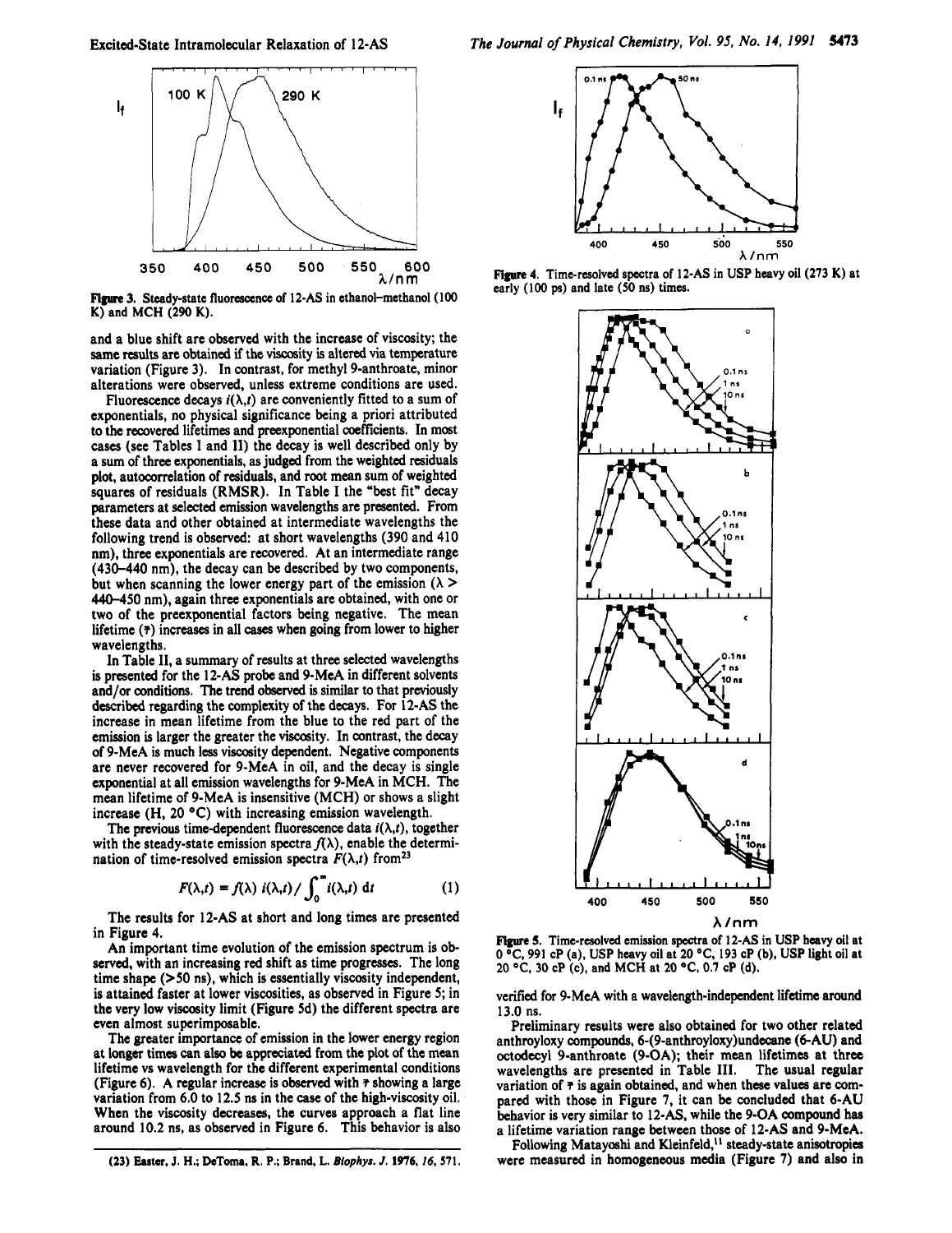Figure 3. Steady-state fluorescence of 12-AS in ethanol–methanol (100 K) and MCH (290 K).

and a blue shift are observed with the increase of viscosity; the same results are obtained if the viscosity is altered via temperature variation (Figure 3). In contrast, for methyl 9-anthroate, minor alterations were observed, unless extreme conditions are used.

Fluorescence decays $i(\lambda,t)$ are conveniently fitted to a sum of exponentials, no physical significance being a priori attributed to the recovered lifetimes and preexponential coefficients. In most cases (see Tables I and II) the decay is well described only by a sum of three exponentials, as judged from the weighted residuals plot, autocorrelation of residuals, and root mean sum of weighted squares of residuals (RMSR). In Table I the "best fit" decay parameters at selected emission wavelengths are presented. From these data and other obtained at intermediate wavelengths the following trend is observed: at short wavelengths (390 and 410 nm), three exponentials are recovered. At an intermediate range (430–440 nm), the decay can be described by two components, but when scanning the lower energy part of the emission ($\lambda >$ 440–450 nm), again three exponentials are obtained, with one or two of the preexponential factors being negative. The mean lifetime ($\bar{\tau}$) increases in all cases when going from lower to higher wavelengths.

In Table II, a summary of results at three selected wavelengths is presented for the 12-AS probe and 9-MeA in different solvents and/or conditions. The trend observed is similar to that previously described regarding the complexity of the decays. For 12-AS the increase in mean lifetime from the blue to the red part of the emission is larger the greater the viscosity. In contrast, the decay of 9-MeA is much less viscosity dependent. Negative components are never recovered for 9-MeA in oil, and the decay is single exponential at all emission wavelengths for 9-MeA in MCH. The mean lifetime of 9-MeA is insensitive (MCH) or shows a slight increase (H, 20 °C) with increasing emission wavelength.

The previous time-dependent fluorescence data $i(\lambda,t)$, together with the steady-state emission spectra $f(\lambda)$, enable the determination of time-resolved emission spectra $F(\lambda,t)$ from[23]

$$F(\lambda,t) = f(\lambda)\, i(\lambda,t) / \int_0^\infty i(\lambda,t)\, dt \qquad (1)$$

The results for 12-AS at short and long times are presented in Figure 4.

Figure 4. Time-resolved spectra of 12-AS in USP heavy oil (273 K) at early (100 ps) and late (50 ns) times.

An important time evolution of the emission spectrum is observed, with an increasing red shift as time progresses. The long time shape (>50 ns), which is essentially viscosity independent, is attained faster at lower viscosities, as observed in Figure 5; in the very low viscosity limit (Figure 5d) the different spectra are even almost superimposable.

Figure 5. Time-resolved emission spectra of 12-AS in USP heavy oil at 0 °C, 991 cP (a), USP heavy oil at 20 °C, 193 cP (b), USP light oil at 20 °C, 30 cP (c), and MCH at 20 °C, 0.7 cP (d).

The greater importance of emission in the lower energy region at longer times can also be appreciated from the plot of the mean lifetime vs wavelength for the different experimental conditions (Figure 6). A regular increase is observed with $\bar{\tau}$ showing a large variation from 6.0 to 12.5 ns in the case of the high-viscosity oil. When the viscosity decreases, the curves approach a flat line around 10.2 ns, as observed in Figure 6. This behavior is also verified for 9-MeA with a wavelength-independent lifetime around 13.0 ns.

Preliminary results were also obtained for two other related anthroyloxy compounds, 6-(9-anthroyloxy)undecane (6-AU) and octodecyl 9-anthroate (9-OA); their mean lifetimes at three wavelengths are presented in Table III. The usual regular variation of $\bar{\tau}$ is again obtained, and when these values are compared with those in Figure 7, it can be concluded that 6-AU behavior is very similar to 12-AS, while the 9-OA compound has a lifetime variation range between those of 12-AS and 9-MeA.

Following Matayoshi and Kleinfeld,[11] steady-state anisotropies were measured in homogeneous media (Figure 7) and also in

(23) Easter, J. H.; DeToma, R. P.; Brand, L. *Biophys. J.* **1976**, *16*, 571.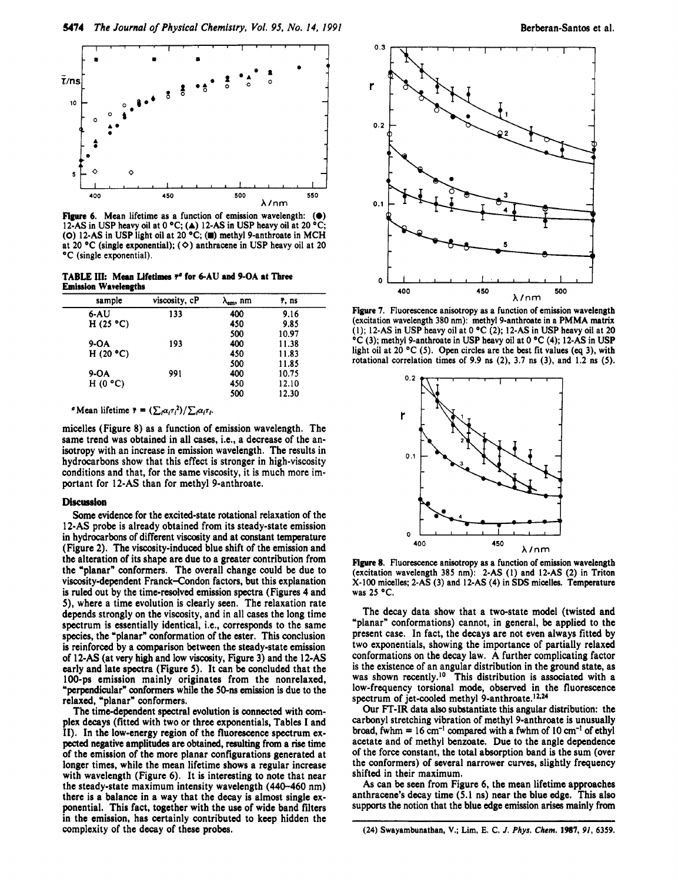Figure 6. Mean lifetime as a function of emission wavelength: (●) 12-AS in USP heavy oil at 0 °C; (▲) 12-AS in USP heavy oil at 20 °C; (○) 12-AS in USP light oil at 20 °C; (■) methyl 9-anthroate in MCH at 20 °C (single exponential); (◇) anthracene in USP heavy oil at 20 °C (single exponential).

**TABLE III: Mean Lifetimes $\bar{\tau}^a$ for 6-AU and 9-OA at Three Emission Wavelengths**

| sample | viscosity, cP | $\lambda_{em}$, nm | $\bar{\tau}$, ns |
|---|---|---|---|
| 6-AU | 133 | 400 | 9.16 |
| H (25 °C) | | 450 | 9.85 |
| | | 500 | 10.97 |
| 9-OA | 193 | 400 | 11.38 |
| H (20 °C) | | 450 | 11.83 |
| | | 500 | 11.85 |
| 9-OA | 991 | 400 | 10.75 |
| H (0 °C) | | 450 | 12.10 |
| | | 500 | 12.30 |

[a] Mean lifetime $\bar{\tau} = (\sum_i \alpha_i \tau_i^2)/\sum_i \alpha_i \tau_i$.

micelles (Figure 8) as a function of emission wavelength. The same trend was obtained in all cases, i.e., a decrease of the anisotropy with an increase in emission wavelength. The results in hydrocarbons show that this effect is stronger in high-viscosity conditions and that, for the same viscosity, it is much more important for 12-AS than for methyl 9-anthroate.

## Discussion

Some evidence for the excited-state rotational relaxation of the 12-AS probe is already obtained from its steady-state emission in hydrocarbons of different viscosity and at constant temperature (Figure 2). The viscosity-induced blue shift of the emission and the alteration of its shape are due to a greater contribution from the "planar" conformers. The overall change could be due to viscosity-dependent Franck–Condon factors, but this explanation is ruled out by the time-resolved emission spectra (Figures 4 and 5), where a time evolution is clearly seen. The relaxation rate depends strongly on the viscosity, and in all cases the long time spectrum is essentially identical, i.e., corresponds to the same species, the "planar" conformation of the ester. This conclusion is reinforced by a comparison between the steady-state emission of 12-AS (at very high and low viscosity, Figure 3) and the 12-AS early and late spectra (Figure 5). It can be concluded that the 100-ps emission mainly originates from the nonrelaxed, "perpendicular" conformers while the 50-ns emission is due to the relaxed, "planar" conformers.

The time-dependent spectral evolution is connected with complex decays (fitted with two or three exponentials, Tables I and II). In the low-energy region of the fluorescence spectrum expected negative amplitudes are obtained, resulting from a rise time of the emission of the more planar configurations generated at longer times, while the mean lifetime shows a regular increase with wavelength (Figure 6). It is interesting to note that near the steady-state maximum intensity wavelength (440–460 nm) there is a balance in a way that the decay is almost single exponential. This fact, together with the use of wide band filters in the emission, has certainly contributed to keep hidden the complexity of the decay of these probes.

Figure 7. Fluorescence anisotropy as a function of emission wavelength (excitation wavelength 380 nm): methyl 9-anthroate in a PMMA matrix (1); 12-AS in USP heavy oil at 0 °C (2); 12-AS in USP heavy oil at 20 °C (3); methyl 9-anthroate in USP heavy oil at 0 °C (4); 12-AS in USP light oil at 20 °C (5). Open circles are the best fit values (eq 3), with rotational correlation times of 9.9 ns (2), 3.7 ns (3), and 1.2 ns (5).

Figure 8. Fluorescence anisotropy as a function of emission wavelength (excitation wavelength 385 nm): 2-AS (1) and 12-AS (2) in Triton X-100 micelles; 2-AS (3) and 12-AS (4) in SDS micelles. Temperature was 25 °C.

The decay data show that a two-state model (twisted and "planar" conformations) cannot, in general, be applied to the present case. In fact, the decays are not even always fitted by two exponentials, showing the importance of partially relaxed conformations on the decay law. A further complicating factor is the existence of an angular distribution in the ground state, as was shown recently.[10] This distribution is associated with a low-frequency torsional mode, observed in the fluorescence spectrum of jet-cooled methyl 9-anthroate.[12,24]

Our FT-IR data also substantiate this angular distribution: the carbonyl stretching vibration of methyl 9-anthroate is unusually broad, fwhm = 16 cm$^{-1}$ compared with a fwhm of 10 cm$^{-1}$ of ethyl acetate and of methyl benzoate. Due to the angle dependence of the force constant, the total absorption band is the sum (over the conformers) of several narrower curves, slightly frequency shifted in their maximum.

As can be seen from Figure 6, the mean lifetime approaches anthracene's decay time (5.1 ns) near the blue edge. This also supports the notion that the blue edge emission arises mainly from

(24) Swayambunathan, V.; Lim, E. C. *J. Phys. Chem.* **1987**, *91*, 6359.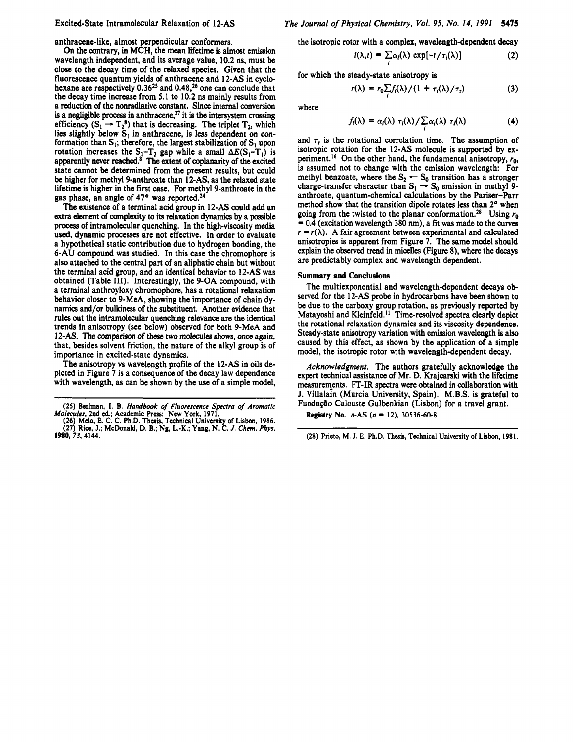anthracene-like, almost perpendicular conformers.

On the contrary, in MCH, the mean lifetime is almost emission wavelength independent, and its average value, 10.2 ns, must be close to the decay time of the relaxed species. Given that the fluorescence quantum yields of anthracene and 12-AS in cyclohexane are respectively 0.36[25] and 0.48,[26] one can conclude that the decay time increase from 5.1 to 10.2 ns mainly results from a reduction of the nonradiative constant. Since internal conversion is a negligible process in anthracene,[27] it is the intersystem crossing efficiency ($S_1 \rightarrow T_2^8$) that is decreasing. The triplet $T_2$, which lies slightly below $S_1$ in anthracene, is less dependent on conformation than $S_1$; therefore, the largest stabilization of $S_1$ upon rotation increases the $S_1$–$T_2$ gap while a small $\Delta E(S_1\text{–}T_1)$ is apparently never reached.[8] The extent of coplanarity of the excited state cannot be determined from the present results, but could be higher for methyl 9-anthroate than 12-AS, as the relaxed state lifetime is higher in the first case. For methyl 9-anthroate in the gas phase, an angle of 47° was reported.[24]

The existence of a terminal acid group in 12-AS could add an extra element of complexity to its relaxation dynamics by a possible process of intramolecular quenching. In the high-viscosity media used, dynamic processes are not effective. In order to evaluate a hypothetical static contribution due to hydrogen bonding, the 6-AU compound was studied. In this case the chromophore is also attached to the central part of an aliphatic chain but without the terminal acid group, and an identical behavior to 12-AS was obtained (Table III). Interestingly, the 9-OA compound, with a terminal anthryloxy chromophore, has a rotational relaxation behavior closer to 9-MeA, showing the importance of chain dynamics and/or bulkiness of the substituent. Another evidence that rules out the intramolecular quenching relevance are the identical trends in anisotropy (see below) observed for both 9-MeA and 12-AS. The comparison of these two molecules shows, once again, that, besides solvent friction, the nature of the alkyl group is of importance in excited-state dynamics.

The anisotropy vs wavelength profile of the 12-AS in oils depicted in Figure 7 is a consequence of the decay law dependence with wavelength, as can be shown by the use of a simple model, the isotropic rotor with a complex, wavelength-dependent decay

$$i(\lambda,t) = \sum_i \alpha_i(\lambda) \exp[-t/\tau_i(\lambda)] \tag{2}$$

for which the steady-state anisotropy is

$$r(\lambda) = r_0 \sum_i f_i(\lambda)/(1 + \tau_i(\lambda)/\tau_r) \tag{3}$$

where

$$f_i(\lambda) = \alpha_i(\lambda)\, \tau_i(\lambda) / \sum_i \alpha_i(\lambda)\, \tau_i(\lambda) \tag{4}$$

and $\tau_r$ is the rotational correlation time. The assumption of isotropic rotation for the 12-AS molecule is supported by experiment.[16] On the other hand, the fundamental anisotropy, $r_0$, is assumed not to change with the emission wavelength: For methyl benzoate, where the $S_2 \leftarrow S_0$ transition has a stronger charge-transfer character than $S_1 \rightarrow S_0$ emission in methyl 9-anthroate, quantum-chemical calculations by the Pariser–Parr method show that the transition dipole rotates less than 2° when going from the twisted to the planar conformation.[28] Using $r_0 = 0.4$ (excitation wavelength 380 nm), a fit was made to the curves $r = r(\lambda)$. A fair agreement between experimental and calculated anisotropies is apparent from Figure 7. The same model should explain the observed trend in micelles (Figure 8), where the decays are predictably complex and wavelength dependent.

## Summary and Conclusions

The multiexponential and wavelength-dependent decays observed for the 12-AS probe in hydrocarbons have been shown to be due to the carboxy group rotation, as previously reported by Matayoshi and Kleinfeld.[11] Time-resolved spectra clearly depict the rotational relaxation dynamics and its viscosity dependence. Steady-state anisotropy variation with emission wavelength is also caused by this effect, as shown by the application of a simple model, the isotropic rotor with wavelength-dependent decay.

*Acknowledgment.* The authors gratefully acknowledge the expert technical assistance of Mr. D. Krajcarski with the lifetime measurements. FT-IR spectra were obtained in collaboration with J. Villalaín (Murcia University, Spain). M.B.S. is grateful to Fundação Calouste Gulbenkian (Lisbon) for a travel grant.

**Registry No.** $n$-AS ($n$ = 12), 30536-60-8.

(25) Berlman, I. B. *Handbook of Fluorescence Spectra of Aromatic Molecules*, 2nd ed.; Academic Press: New York, 1971.

(26) Melo, E. C. C. Ph.D. Thesis, Technical University of Lisbon, 1986.

(27) Rice, J.; McDonald, D. B.; Ng, L.-K.; Yang, N. C. *J. Chem. Phys.* **1980**, *73*, 4144.

(28) Prieto, M. J. E. Ph.D. Thesis, Technical University of Lisbon, 1981.